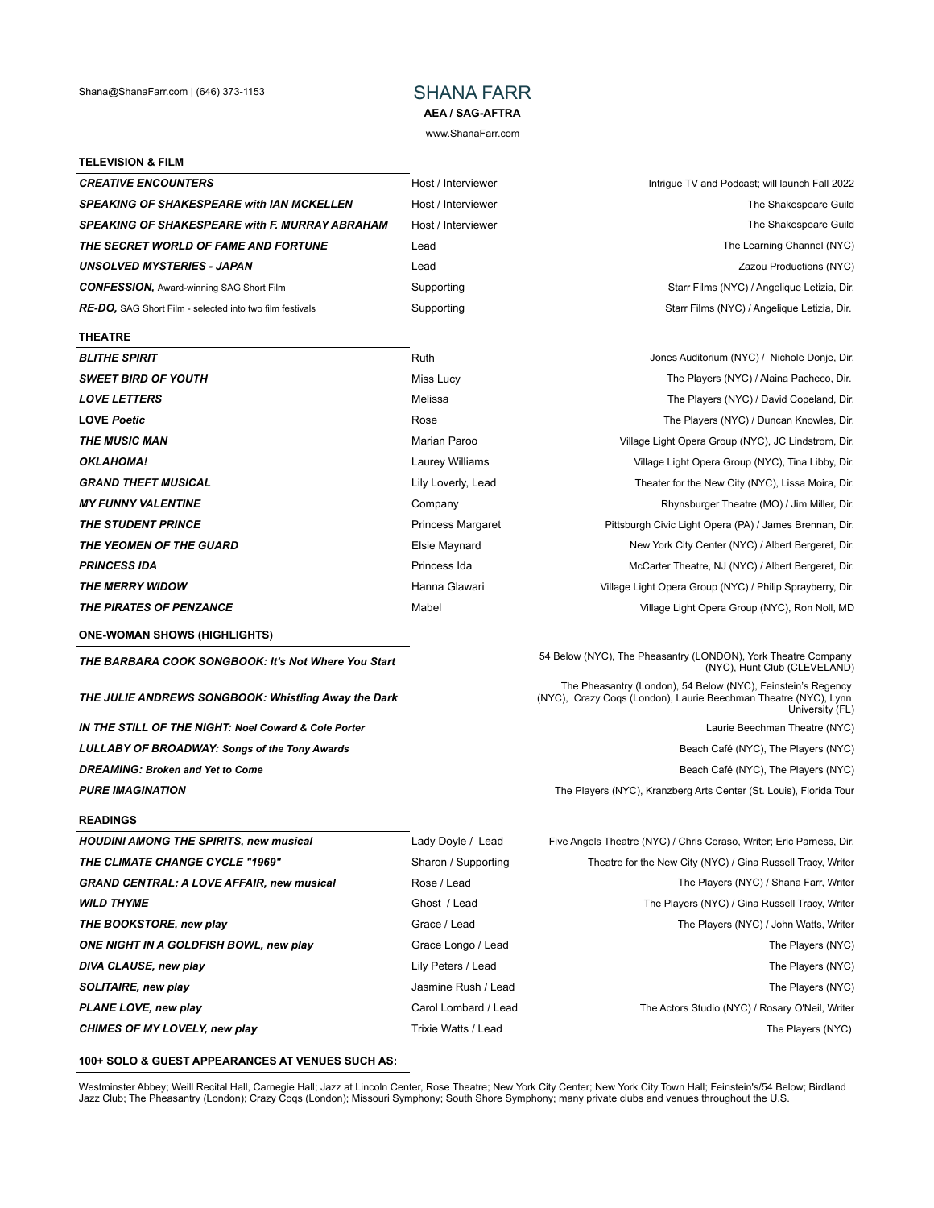Shana@ShanaFarr.com | (646) 373-1153

# SHANA FARR

**AEA / SAG-AFTRA**

www.ShanaFarr.com

## TELEVISION & FILM

| | | |
|---|---|---|
| ***CREATIVE ENCOUNTERS*** | Host / Interviewer | Intrigue TV and Podcast; will launch Fall 2022 |
| ***SPEAKING OF SHAKESPEARE with IAN MCKELLEN*** | Host / Interviewer | The Shakespeare Guild |
| ***SPEAKING OF SHAKESPEARE with F. MURRAY ABRAHAM*** | Host / Interviewer | The Shakespeare Guild |
| ***THE SECRET WORLD OF FAME AND FORTUNE*** | Lead | The Learning Channel (NYC) |
| ***UNSOLVED MYSTERIES - JAPAN*** | Lead | Zazou Productions (NYC) |
| ***CONFESSION,*** Award-winning SAG Short Film | Supporting | Starr Films (NYC) / Angelique Letizia, Dir. |
| ***RE-DO,*** SAG Short Film - selected into two film festivals | Supporting | Starr Films (NYC) / Angelique Letizia, Dir. |

## THEATRE

| | | |
|---|---|---|
| ***BLITHE SPIRIT*** | Ruth | Jones Auditorium (NYC) / Nichole Donje, Dir. |
| ***SWEET BIRD OF YOUTH*** | Miss Lucy | The Players (NYC) / Alaina Pacheco, Dir. |
| ***LOVE LETTERS*** | Melissa | The Players (NYC) / David Copeland, Dir. |
| **LOVE *Poetic*** | Rose | The Players (NYC) / Duncan Knowles, Dir. |
| ***THE MUSIC MAN*** | Marian Paroo | Village Light Opera Group (NYC), JC Lindstrom, Dir. |
| ***OKLAHOMA!*** | Laurey Williams | Village Light Opera Group (NYC), Tina Libby, Dir. |
| ***GRAND THEFT MUSICAL*** | Lily Loverly, Lead | Theater for the New City (NYC), Lissa Moira, Dir. |
| ***MY FUNNY VALENTINE*** | Company | Rhynsburger Theatre (MO) / Jim Miller, Dir. |
| ***THE STUDENT PRINCE*** | Princess Margaret | Pittsburgh Civic Light Opera (PA) / James Brennan, Dir. |
| ***THE YEOMEN OF THE GUARD*** | Elsie Maynard | New York City Center (NYC) / Albert Bergeret, Dir. |
| ***PRINCESS IDA*** | Princess Ida | McCarter Theatre, NJ (NYC) / Albert Bergeret, Dir. |
| ***THE MERRY WIDOW*** | Hanna Glawari | Village Light Opera Group (NYC) / Philip Sprayberry, Dir. |
| ***THE PIRATES OF PENZANCE*** | Mabel | Village Light Opera Group (NYC), Ron Noll, MD |

## ONE-WOMAN SHOWS (HIGHLIGHTS)

| | |
|---|---|
| ***THE BARBARA COOK SONGBOOK: It's Not Where You Start*** | 54 Below (NYC), The Pheasantry (LONDON), York Theatre Company (NYC), Hunt Club (CLEVELAND) |
| ***THE JULIE ANDREWS SONGBOOK: Whistling Away the Dark*** | The Pheasantry (London), 54 Below (NYC), Feinstein's Regency (NYC), Crazy Coqs (London), Laurie Beechman Theatre (NYC), Lynn University (FL) |
| ***IN THE STILL OF THE NIGHT: Noel Coward & Cole Porter*** | Laurie Beechman Theatre (NYC) |
| ***LULLABY OF BROADWAY: Songs of the Tony Awards*** | Beach Café (NYC), The Players (NYC) |
| ***DREAMING: Broken and Yet to Come*** | Beach Café (NYC), The Players (NYC) |
| ***PURE IMAGINATION*** | The Players (NYC), Kranzberg Arts Center (St. Louis), Florida Tour |

## READINGS

| | | |
|---|---|---|
| ***HOUDINI AMONG THE SPIRITS, new musical*** | Lady Doyle / Lead | Five Angels Theatre (NYC) / Chris Ceraso, Writer; Eric Parness, Dir. |
| ***THE CLIMATE CHANGE CYCLE "1969"*** | Sharon / Supporting | Theatre for the New City (NYC) / Gina Russell Tracy, Writer |
| ***GRAND CENTRAL: A LOVE AFFAIR, new musical*** | Rose / Lead | The Players (NYC) / Shana Farr, Writer |
| ***WILD THYME*** | Ghost / Lead | The Players (NYC) / Gina Russell Tracy, Writer |
| ***THE BOOKSTORE, new play*** | Grace / Lead | The Players (NYC) / John Watts, Writer |
| ***ONE NIGHT IN A GOLDFISH BOWL, new play*** | Grace Longo / Lead | The Players (NYC) |
| ***DIVA CLAUSE, new play*** | Lily Peters / Lead | The Players (NYC) |
| ***SOLITAIRE, new play*** | Jasmine Rush / Lead | The Players (NYC) |
| ***PLANE LOVE, new play*** | Carol Lombard / Lead | The Actors Studio (NYC) / Rosary O'Neil, Writer |
| ***CHIMES OF MY LOVELY, new play*** | Trixie Watts / Lead | The Players (NYC) |

## 100+ SOLO & GUEST APPEARANCES AT VENUES SUCH AS:

Westminster Abbey; Weill Recital Hall, Carnegie Hall; Jazz at Lincoln Center, Rose Theatre; New York City Center; New York City Town Hall; Feinstein's/54 Below; Birdland Jazz Club; The Pheasantry (London); Crazy Coqs (London); Missouri Symphony; South Shore Symphony; many private clubs and venues throughout the U.S.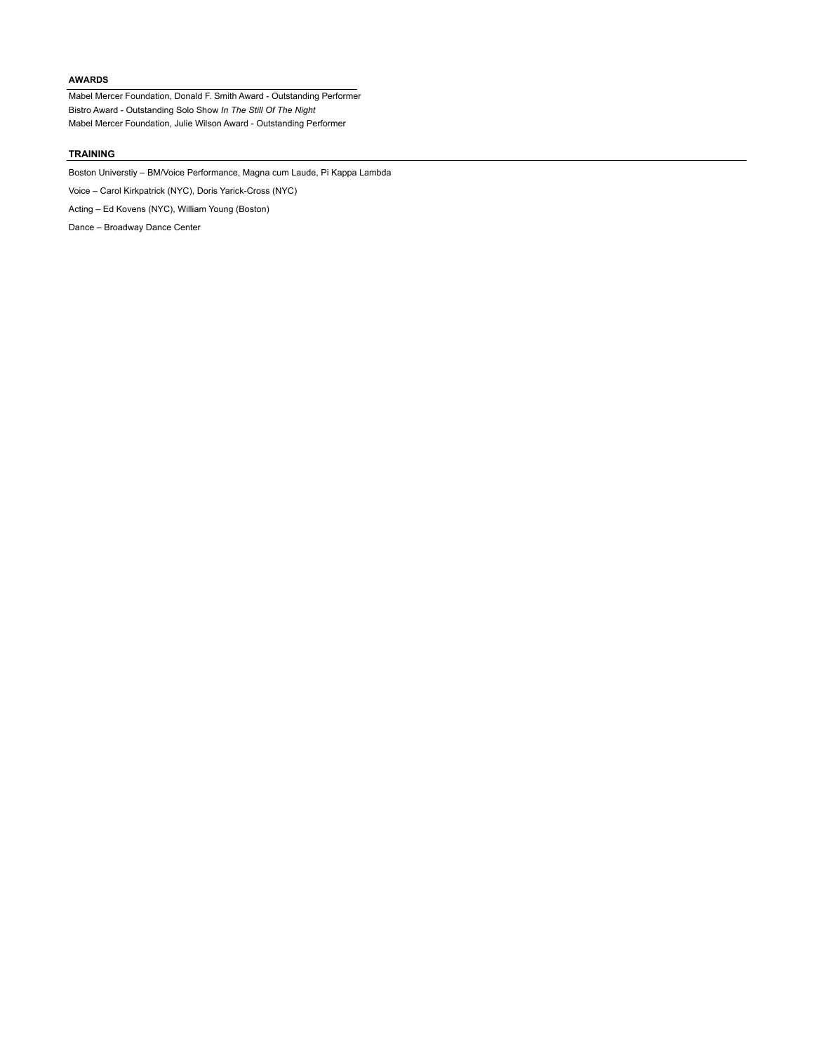**AWARDS**

Mabel Mercer Foundation, Donald F. Smith Award - Outstanding Performer
Bistro Award - Outstanding Solo Show *In The Still Of The Night*
Mabel Mercer Foundation, Julie Wilson Award - Outstanding Performer

**TRAINING**

Boston Universtiy – BM/Voice Performance, Magna cum Laude, Pi Kappa Lambda

Voice – Carol Kirkpatrick (NYC), Doris Yarick-Cross (NYC)

Acting – Ed Kovens (NYC), William Young (Boston)

Dance – Broadway Dance Center